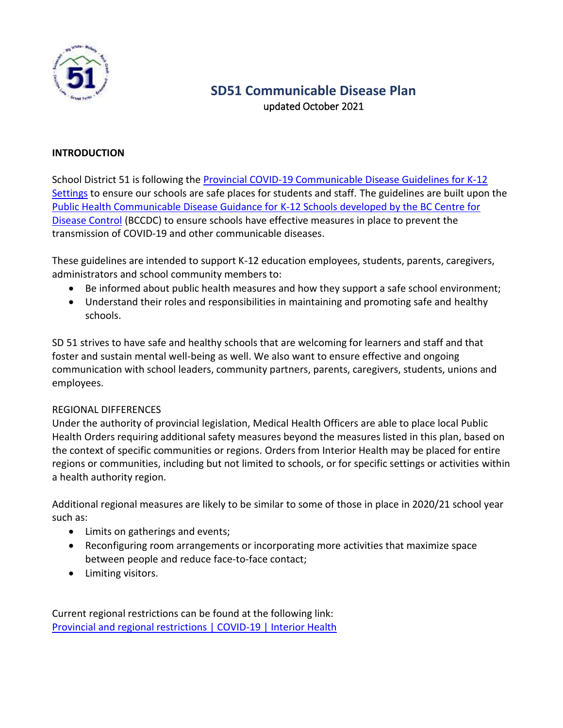# SD51 Communicable Disease Plan

updated October 2021

## INTRODUCTION

School District 51 is following the Provincial COVID-19 Communicable Disease Guidelines for K-12 Settings to ensure our schools are safe places for students and staff. The guidelines are built upon the Public Health Communicable Disease Guidance for K-12 Schools developed by the BC Centre for Disease Control (BCCDC) to ensure schools have effective measures in place to prevent the transmission of COVID-19 and other communicable diseases.

These guidelines are intended to support K-12 education employees, students, parents, caregivers, administrators and school community members to:

- Be informed about public health measures and how they support a safe school environment;
- Understand their roles and responsibilities in maintaining and promoting safe and healthy schools.

SD 51 strives to have safe and healthy schools that are welcoming for learners and staff and that foster and sustain mental well-being as well. We also want to ensure effective and ongoing communication with school leaders, community partners, parents, caregivers, students, unions and employees.

REGIONAL DIFFERENCES

Under the authority of provincial legislation, Medical Health Officers are able to place local Public Health Orders requiring additional safety measures beyond the measures listed in this plan, based on the context of specific communities or regions. Orders from Interior Health may be placed for entire regions or communities, including but not limited to schools, or for specific settings or activities within a health authority region.

Additional regional measures are likely to be similar to some of those in place in 2020/21 school year such as:

- Limits on gatherings and events;
- Reconfiguring room arrangements or incorporating more activities that maximize space between people and reduce face-to-face contact;
- Limiting visitors.

Current regional restrictions can be found at the following link:
Provincial and regional restrictions | COVID-19 | Interior Health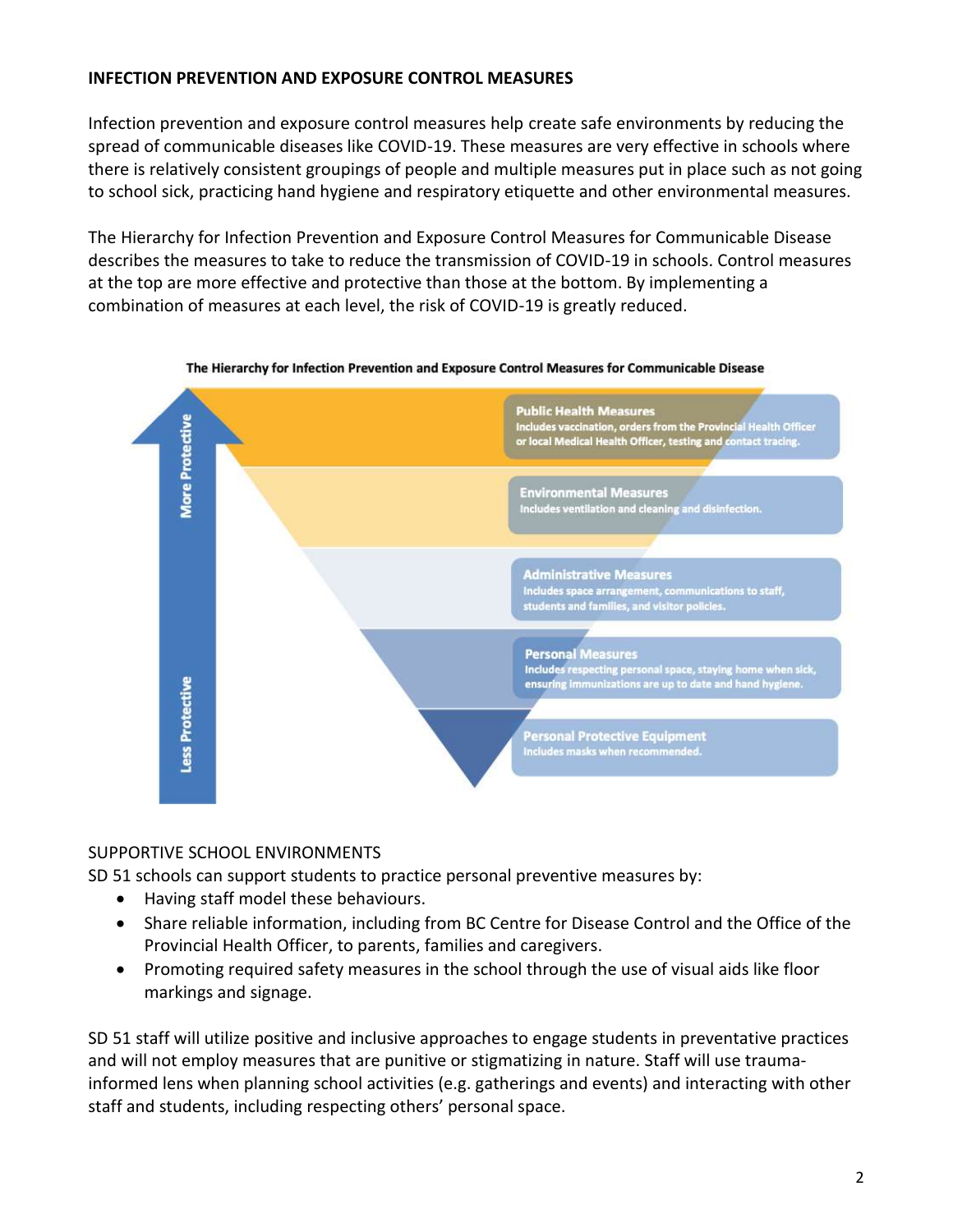## INFECTION PREVENTION AND EXPOSURE CONTROL MEASURES

Infection prevention and exposure control measures help create safe environments by reducing the spread of communicable diseases like COVID-19. These measures are very effective in schools where there is relatively consistent groupings of people and multiple measures put in place such as not going to school sick, practicing hand hygiene and respiratory etiquette and other environmental measures.

The Hierarchy for Infection Prevention and Exposure Control Measures for Communicable Disease describes the measures to take to reduce the transmission of COVID-19 in schools. Control measures at the top are more effective and protective than those at the bottom. By implementing a combination of measures at each level, the risk of COVID-19 is greatly reduced.

**The Hierarchy for Infection Prevention and Exposure Control Measures for Communicable Disease**

More Protective

- **Public Health Measures** – Includes vaccination, orders from the Provincial Health Officer or local Medical Health Officer, testing and contact tracing.
- **Environmental Measures** – Includes ventilation and cleaning and disinfection.
- **Administrative Measures** – Includes space arrangement, communications to staff, students and families, and visitor policies.
- **Personal Measures** – Includes respecting personal space, staying home when sick, ensuring immunizations are up to date and hand hygiene.
- **Personal Protective Equipment** – Includes masks when recommended.

Less Protective

### SUPPORTIVE SCHOOL ENVIRONMENTS

SD 51 schools can support students to practice personal preventive measures by:

- Having staff model these behaviours.
- Share reliable information, including from BC Centre for Disease Control and the Office of the Provincial Health Officer, to parents, families and caregivers.
- Promoting required safety measures in the school through the use of visual aids like floor markings and signage.

SD 51 staff will utilize positive and inclusive approaches to engage students in preventative practices and will not employ measures that are punitive or stigmatizing in nature. Staff will use trauma-informed lens when planning school activities (e.g. gatherings and events) and interacting with other staff and students, including respecting others' personal space.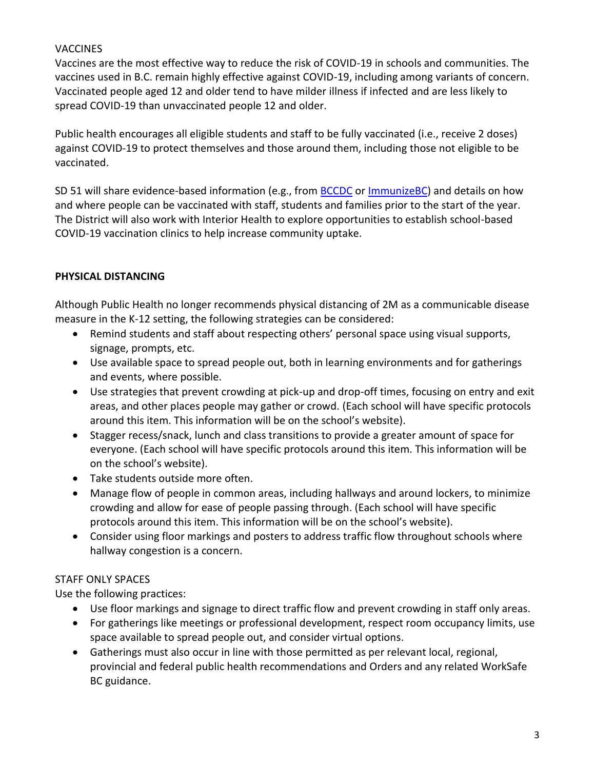## VACCINES

Vaccines are the most effective way to reduce the risk of COVID-19 in schools and communities. The vaccines used in B.C. remain highly effective against COVID-19, including among variants of concern. Vaccinated people aged 12 and older tend to have milder illness if infected and are less likely to spread COVID-19 than unvaccinated people 12 and older.

Public health encourages all eligible students and staff to be fully vaccinated (i.e., receive 2 doses) against COVID-19 to protect themselves and those around them, including those not eligible to be vaccinated.

SD 51 will share evidence-based information (e.g., from BCCDC or ImmunizeBC) and details on how and where people can be vaccinated with staff, students and families prior to the start of the year. The District will also work with Interior Health to explore opportunities to establish school-based COVID-19 vaccination clinics to help increase community uptake.

## PHYSICAL DISTANCING

Although Public Health no longer recommends physical distancing of 2M as a communicable disease measure in the K-12 setting, the following strategies can be considered:

- Remind students and staff about respecting others' personal space using visual supports, signage, prompts, etc.
- Use available space to spread people out, both in learning environments and for gatherings and events, where possible.
- Use strategies that prevent crowding at pick-up and drop-off times, focusing on entry and exit areas, and other places people may gather or crowd. (Each school will have specific protocols around this item. This information will be on the school's website).
- Stagger recess/snack, lunch and class transitions to provide a greater amount of space for everyone. (Each school will have specific protocols around this item. This information will be on the school's website).
- Take students outside more often.
- Manage flow of people in common areas, including hallways and around lockers, to minimize crowding and allow for ease of people passing through. (Each school will have specific protocols around this item. This information will be on the school's website).
- Consider using floor markings and posters to address traffic flow throughout schools where hallway congestion is a concern.

## STAFF ONLY SPACES

Use the following practices:

- Use floor markings and signage to direct traffic flow and prevent crowding in staff only areas.
- For gatherings like meetings or professional development, respect room occupancy limits, use space available to spread people out, and consider virtual options.
- Gatherings must also occur in line with those permitted as per relevant local, regional, provincial and federal public health recommendations and Orders and any related WorkSafe BC guidance.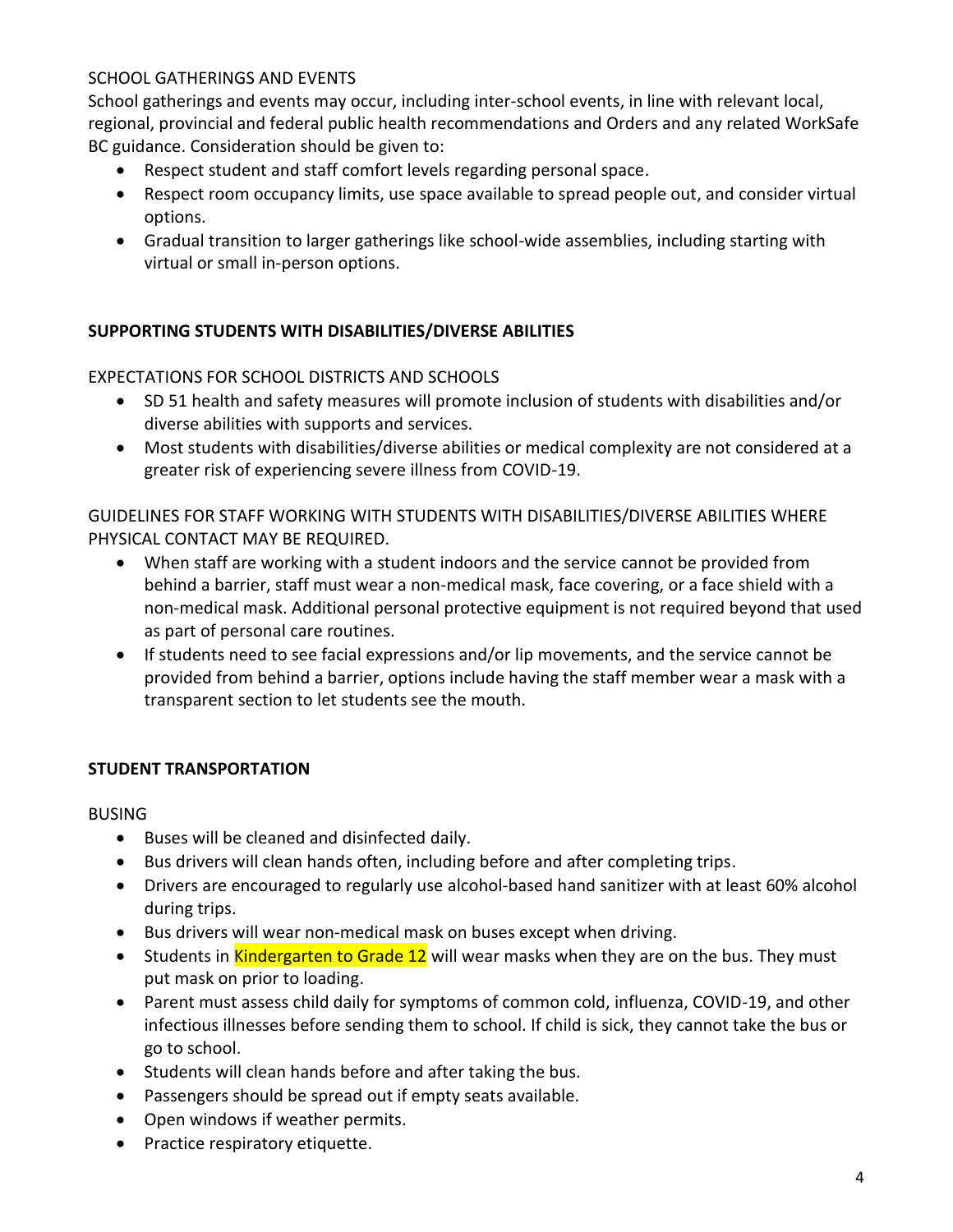SCHOOL GATHERINGS AND EVENTS

School gatherings and events may occur, including inter-school events, in line with relevant local, regional, provincial and federal public health recommendations and Orders and any related WorkSafe BC guidance. Consideration should be given to:

- Respect student and staff comfort levels regarding personal space.
- Respect room occupancy limits, use space available to spread people out, and consider virtual options.
- Gradual transition to larger gatherings like school-wide assemblies, including starting with virtual or small in-person options.

## SUPPORTING STUDENTS WITH DISABILITIES/DIVERSE ABILITIES

EXPECTATIONS FOR SCHOOL DISTRICTS AND SCHOOLS

- SD 51 health and safety measures will promote inclusion of students with disabilities and/or diverse abilities with supports and services.
- Most students with disabilities/diverse abilities or medical complexity are not considered at a greater risk of experiencing severe illness from COVID-19.

GUIDELINES FOR STAFF WORKING WITH STUDENTS WITH DISABILITIES/DIVERSE ABILITIES WHERE PHYSICAL CONTACT MAY BE REQUIRED.

- When staff are working with a student indoors and the service cannot be provided from behind a barrier, staff must wear a non-medical mask, face covering, or a face shield with a non-medical mask. Additional personal protective equipment is not required beyond that used as part of personal care routines.
- If students need to see facial expressions and/or lip movements, and the service cannot be provided from behind a barrier, options include having the staff member wear a mask with a transparent section to let students see the mouth.

## STUDENT TRANSPORTATION

BUSING

- Buses will be cleaned and disinfected daily.
- Bus drivers will clean hands often, including before and after completing trips.
- Drivers are encouraged to regularly use alcohol-based hand sanitizer with at least 60% alcohol during trips.
- Bus drivers will wear non-medical mask on buses except when driving.
- Students in Kindergarten to Grade 12 will wear masks when they are on the bus. They must put mask on prior to loading.
- Parent must assess child daily for symptoms of common cold, influenza, COVID-19, and other infectious illnesses before sending them to school. If child is sick, they cannot take the bus or go to school.
- Students will clean hands before and after taking the bus.
- Passengers should be spread out if empty seats available.
- Open windows if weather permits.
- Practice respiratory etiquette.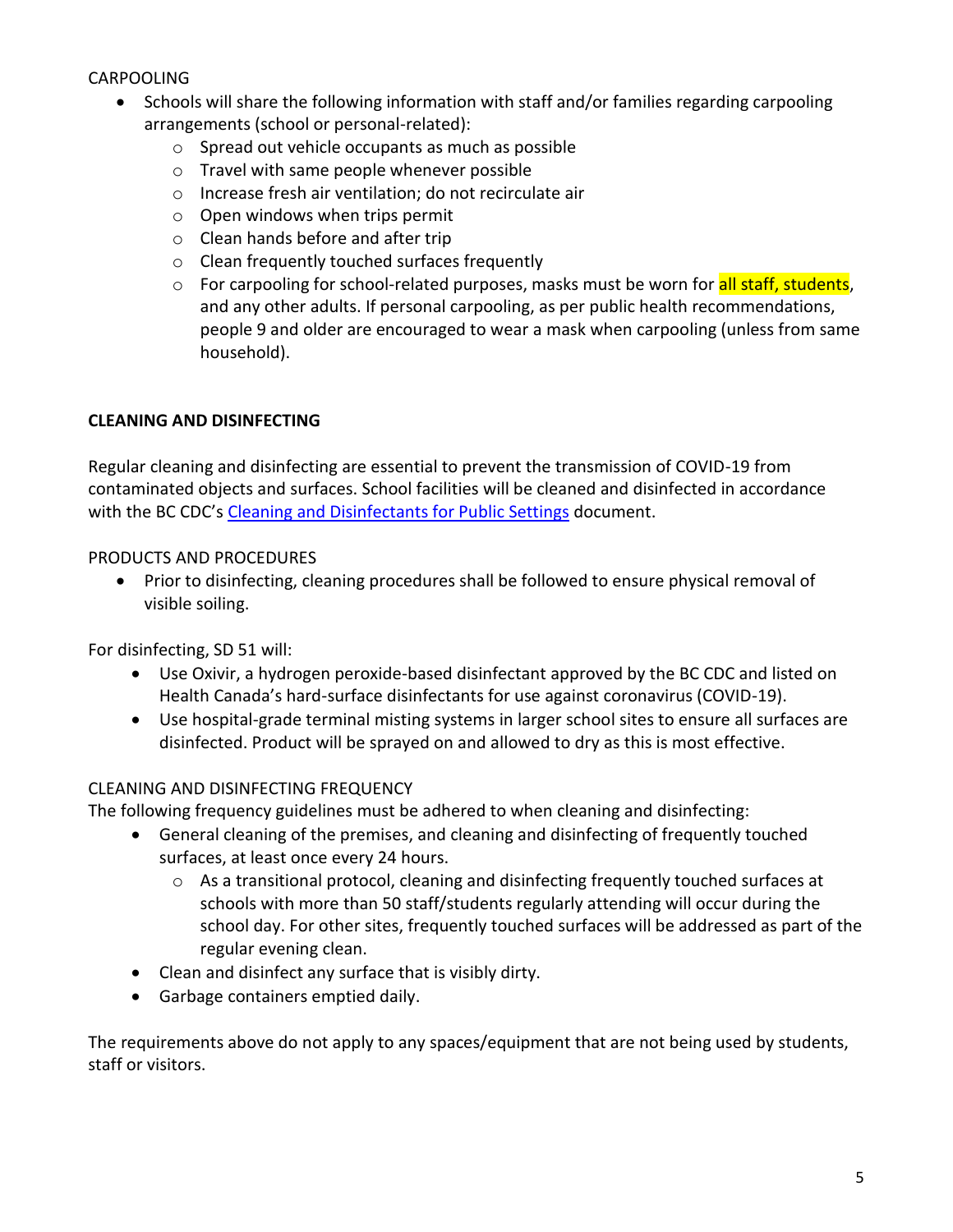CARPOOLING

- Schools will share the following information with staff and/or families regarding carpooling arrangements (school or personal-related):
  - Spread out vehicle occupants as much as possible
  - Travel with same people whenever possible
  - Increase fresh air ventilation; do not recirculate air
  - Open windows when trips permit
  - Clean hands before and after trip
  - Clean frequently touched surfaces frequently
  - For carpooling for school-related purposes, masks must be worn for all staff, students, and any other adults. If personal carpooling, as per public health recommendations, people 9 and older are encouraged to wear a mask when carpooling (unless from same household).

## CLEANING AND DISINFECTING

Regular cleaning and disinfecting are essential to prevent the transmission of COVID-19 from contaminated objects and surfaces. School facilities will be cleaned and disinfected in accordance with the BC CDC's Cleaning and Disinfectants for Public Settings document.

PRODUCTS AND PROCEDURES

- Prior to disinfecting, cleaning procedures shall be followed to ensure physical removal of visible soiling.

For disinfecting, SD 51 will:

- Use Oxivir, a hydrogen peroxide-based disinfectant approved by the BC CDC and listed on Health Canada's hard-surface disinfectants for use against coronavirus (COVID-19).
- Use hospital-grade terminal misting systems in larger school sites to ensure all surfaces are disinfected. Product will be sprayed on and allowed to dry as this is most effective.

CLEANING AND DISINFECTING FREQUENCY

The following frequency guidelines must be adhered to when cleaning and disinfecting:

- General cleaning of the premises, and cleaning and disinfecting of frequently touched surfaces, at least once every 24 hours.
  - As a transitional protocol, cleaning and disinfecting frequently touched surfaces at schools with more than 50 staff/students regularly attending will occur during the school day. For other sites, frequently touched surfaces will be addressed as part of the regular evening clean.
- Clean and disinfect any surface that is visibly dirty.
- Garbage containers emptied daily.

The requirements above do not apply to any spaces/equipment that are not being used by students, staff or visitors.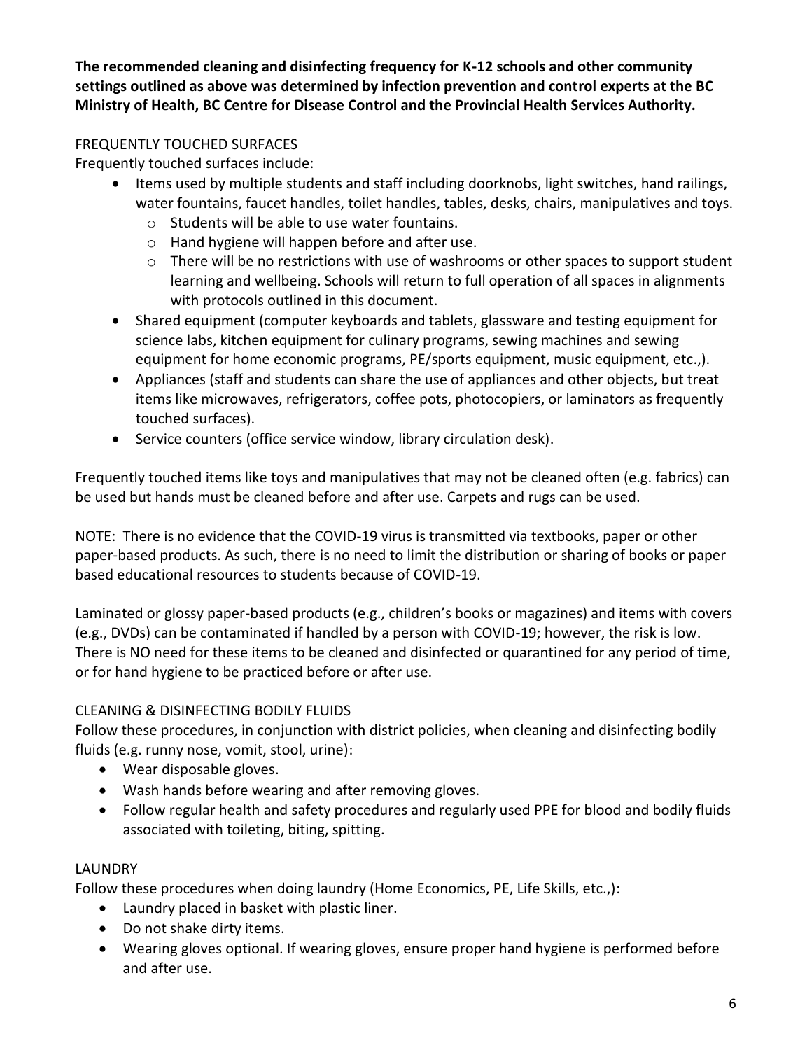**The recommended cleaning and disinfecting frequency for K-12 schools and other community settings outlined as above was determined by infection prevention and control experts at the BC Ministry of Health, BC Centre for Disease Control and the Provincial Health Services Authority.**

## FREQUENTLY TOUCHED SURFACES

Frequently touched surfaces include:

- Items used by multiple students and staff including doorknobs, light switches, hand railings, water fountains, faucet handles, toilet handles, tables, desks, chairs, manipulatives and toys.
  - Students will be able to use water fountains.
  - Hand hygiene will happen before and after use.
  - There will be no restrictions with use of washrooms or other spaces to support student learning and wellbeing. Schools will return to full operation of all spaces in alignments with protocols outlined in this document.
- Shared equipment (computer keyboards and tablets, glassware and testing equipment for science labs, kitchen equipment for culinary programs, sewing machines and sewing equipment for home economic programs, PE/sports equipment, music equipment, etc.,).
- Appliances (staff and students can share the use of appliances and other objects, but treat items like microwaves, refrigerators, coffee pots, photocopiers, or laminators as frequently touched surfaces).
- Service counters (office service window, library circulation desk).

Frequently touched items like toys and manipulatives that may not be cleaned often (e.g. fabrics) can be used but hands must be cleaned before and after use. Carpets and rugs can be used.

NOTE: There is no evidence that the COVID-19 virus is transmitted via textbooks, paper or other paper-based products. As such, there is no need to limit the distribution or sharing of books or paper based educational resources to students because of COVID-19.

Laminated or glossy paper-based products (e.g., children's books or magazines) and items with covers (e.g., DVDs) can be contaminated if handled by a person with COVID-19; however, the risk is low. There is NO need for these items to be cleaned and disinfected or quarantined for any period of time, or for hand hygiene to be practiced before or after use.

## CLEANING & DISINFECTING BODILY FLUIDS

Follow these procedures, in conjunction with district policies, when cleaning and disinfecting bodily fluids (e.g. runny nose, vomit, stool, urine):

- Wear disposable gloves.
- Wash hands before wearing and after removing gloves.
- Follow regular health and safety procedures and regularly used PPE for blood and bodily fluids associated with toileting, biting, spitting.

## LAUNDRY

Follow these procedures when doing laundry (Home Economics, PE, Life Skills, etc.,):

- Laundry placed in basket with plastic liner.
- Do not shake dirty items.
- Wearing gloves optional. If wearing gloves, ensure proper hand hygiene is performed before and after use.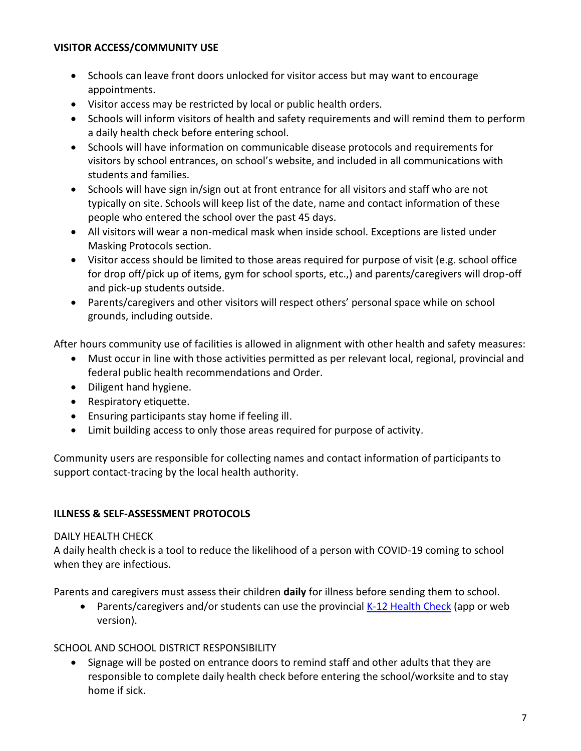## VISITOR ACCESS/COMMUNITY USE

- Schools can leave front doors unlocked for visitor access but may want to encourage appointments.
- Visitor access may be restricted by local or public health orders.
- Schools will inform visitors of health and safety requirements and will remind them to perform a daily health check before entering school.
- Schools will have information on communicable disease protocols and requirements for visitors by school entrances, on school's website, and included in all communications with students and families.
- Schools will have sign in/sign out at front entrance for all visitors and staff who are not typically on site. Schools will keep list of the date, name and contact information of these people who entered the school over the past 45 days.
- All visitors will wear a non-medical mask when inside school. Exceptions are listed under Masking Protocols section.
- Visitor access should be limited to those areas required for purpose of visit (e.g. school office for drop off/pick up of items, gym for school sports, etc.,) and parents/caregivers will drop-off and pick-up students outside.
- Parents/caregivers and other visitors will respect others' personal space while on school grounds, including outside.

After hours community use of facilities is allowed in alignment with other health and safety measures:

- Must occur in line with those activities permitted as per relevant local, regional, provincial and federal public health recommendations and Order.
- Diligent hand hygiene.
- Respiratory etiquette.
- Ensuring participants stay home if feeling ill.
- Limit building access to only those areas required for purpose of activity.

Community users are responsible for collecting names and contact information of participants to support contact-tracing by the local health authority.

## ILLNESS & SELF-ASSESSMENT PROTOCOLS

### DAILY HEALTH CHECK

A daily health check is a tool to reduce the likelihood of a person with COVID-19 coming to school when they are infectious.

Parents and caregivers must assess their children **daily** for illness before sending them to school.

- Parents/caregivers and/or students can use the provincial [K-12 Health Check](K-12 Health Check) (app or web version).

### SCHOOL AND SCHOOL DISTRICT RESPONSIBILITY

- Signage will be posted on entrance doors to remind staff and other adults that they are responsible to complete daily health check before entering the school/worksite and to stay home if sick.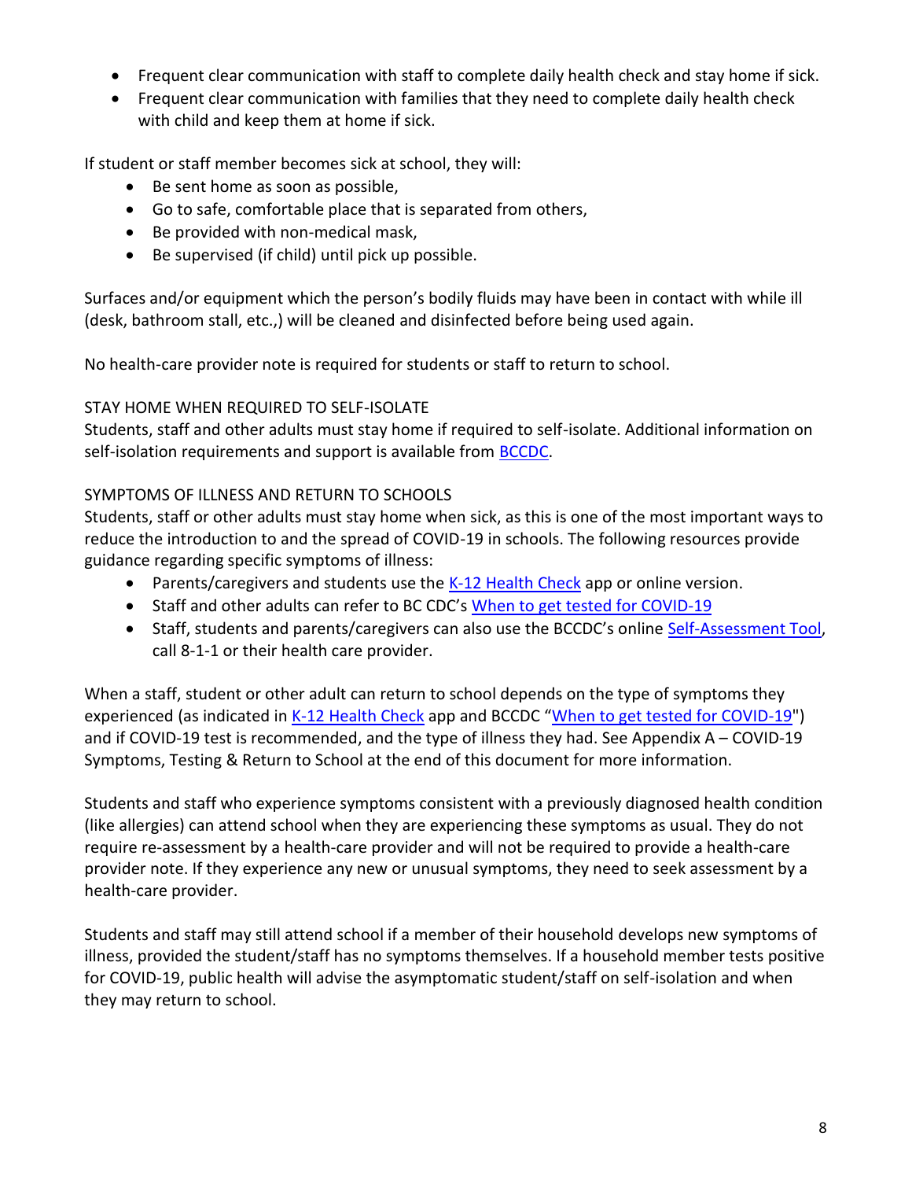- Frequent clear communication with staff to complete daily health check and stay home if sick.
- Frequent clear communication with families that they need to complete daily health check with child and keep them at home if sick.

If student or staff member becomes sick at school, they will:

- Be sent home as soon as possible,
- Go to safe, comfortable place that is separated from others,
- Be provided with non-medical mask,
- Be supervised (if child) until pick up possible.

Surfaces and/or equipment which the person's bodily fluids may have been in contact with while ill (desk, bathroom stall, etc.,) will be cleaned and disinfected before being used again.

No health-care provider note is required for students or staff to return to school.

### STAY HOME WHEN REQUIRED TO SELF-ISOLATE

Students, staff and other adults must stay home if required to self-isolate. Additional information on self-isolation requirements and support is available from BCCDC.

### SYMPTOMS OF ILLNESS AND RETURN TO SCHOOLS

Students, staff or other adults must stay home when sick, as this is one of the most important ways to reduce the introduction to and the spread of COVID-19 in schools. The following resources provide guidance regarding specific symptoms of illness:

- Parents/caregivers and students use the K-12 Health Check app or online version.
- Staff and other adults can refer to BC CDC's When to get tested for COVID-19
- Staff, students and parents/caregivers can also use the BCCDC's online Self-Assessment Tool, call 8-1-1 or their health care provider.

When a staff, student or other adult can return to school depends on the type of symptoms they experienced (as indicated in K-12 Health Check app and BCCDC "When to get tested for COVID-19") and if COVID-19 test is recommended, and the type of illness they had. See Appendix A – COVID-19 Symptoms, Testing & Return to School at the end of this document for more information.

Students and staff who experience symptoms consistent with a previously diagnosed health condition (like allergies) can attend school when they are experiencing these symptoms as usual. They do not require re-assessment by a health-care provider and will not be required to provide a health-care provider note. If they experience any new or unusual symptoms, they need to seek assessment by a health-care provider.

Students and staff may still attend school if a member of their household develops new symptoms of illness, provided the student/staff has no symptoms themselves. If a household member tests positive for COVID-19, public health will advise the asymptomatic student/staff on self-isolation and when they may return to school.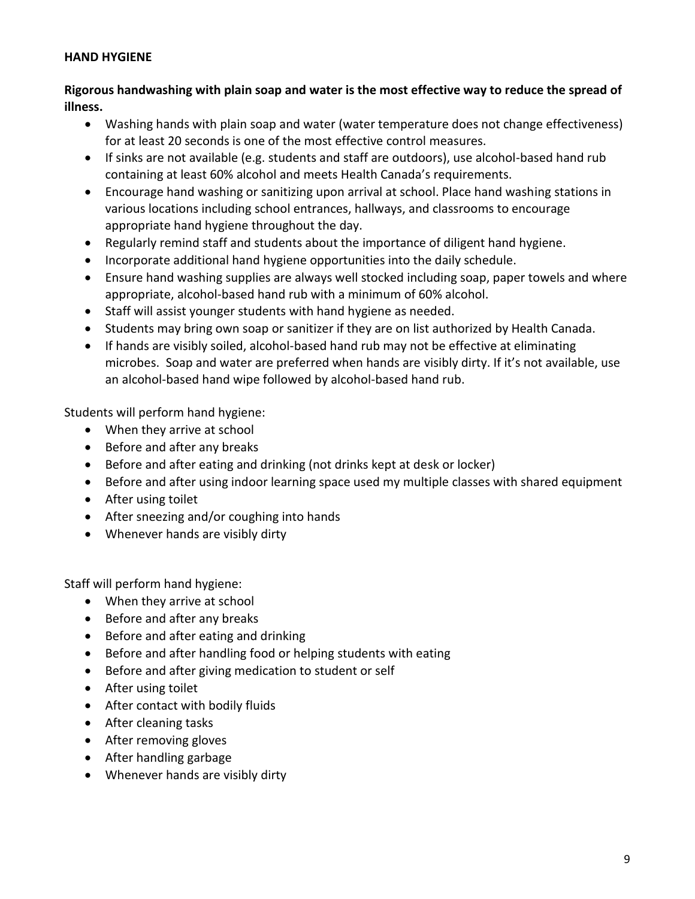**HAND HYGIENE**

**Rigorous handwashing with plain soap and water is the most effective way to reduce the spread of illness.**

- Washing hands with plain soap and water (water temperature does not change effectiveness) for at least 20 seconds is one of the most effective control measures.
- If sinks are not available (e.g. students and staff are outdoors), use alcohol-based hand rub containing at least 60% alcohol and meets Health Canada's requirements.
- Encourage hand washing or sanitizing upon arrival at school. Place hand washing stations in various locations including school entrances, hallways, and classrooms to encourage appropriate hand hygiene throughout the day.
- Regularly remind staff and students about the importance of diligent hand hygiene.
- Incorporate additional hand hygiene opportunities into the daily schedule.
- Ensure hand washing supplies are always well stocked including soap, paper towels and where appropriate, alcohol-based hand rub with a minimum of 60% alcohol.
- Staff will assist younger students with hand hygiene as needed.
- Students may bring own soap or sanitizer if they are on list authorized by Health Canada.
- If hands are visibly soiled, alcohol-based hand rub may not be effective at eliminating microbes. Soap and water are preferred when hands are visibly dirty. If it's not available, use an alcohol-based hand wipe followed by alcohol-based hand rub.

Students will perform hand hygiene:

- When they arrive at school
- Before and after any breaks
- Before and after eating and drinking (not drinks kept at desk or locker)
- Before and after using indoor learning space used my multiple classes with shared equipment
- After using toilet
- After sneezing and/or coughing into hands
- Whenever hands are visibly dirty

Staff will perform hand hygiene:

- When they arrive at school
- Before and after any breaks
- Before and after eating and drinking
- Before and after handling food or helping students with eating
- Before and after giving medication to student or self
- After using toilet
- After contact with bodily fluids
- After cleaning tasks
- After removing gloves
- After handling garbage
- Whenever hands are visibly dirty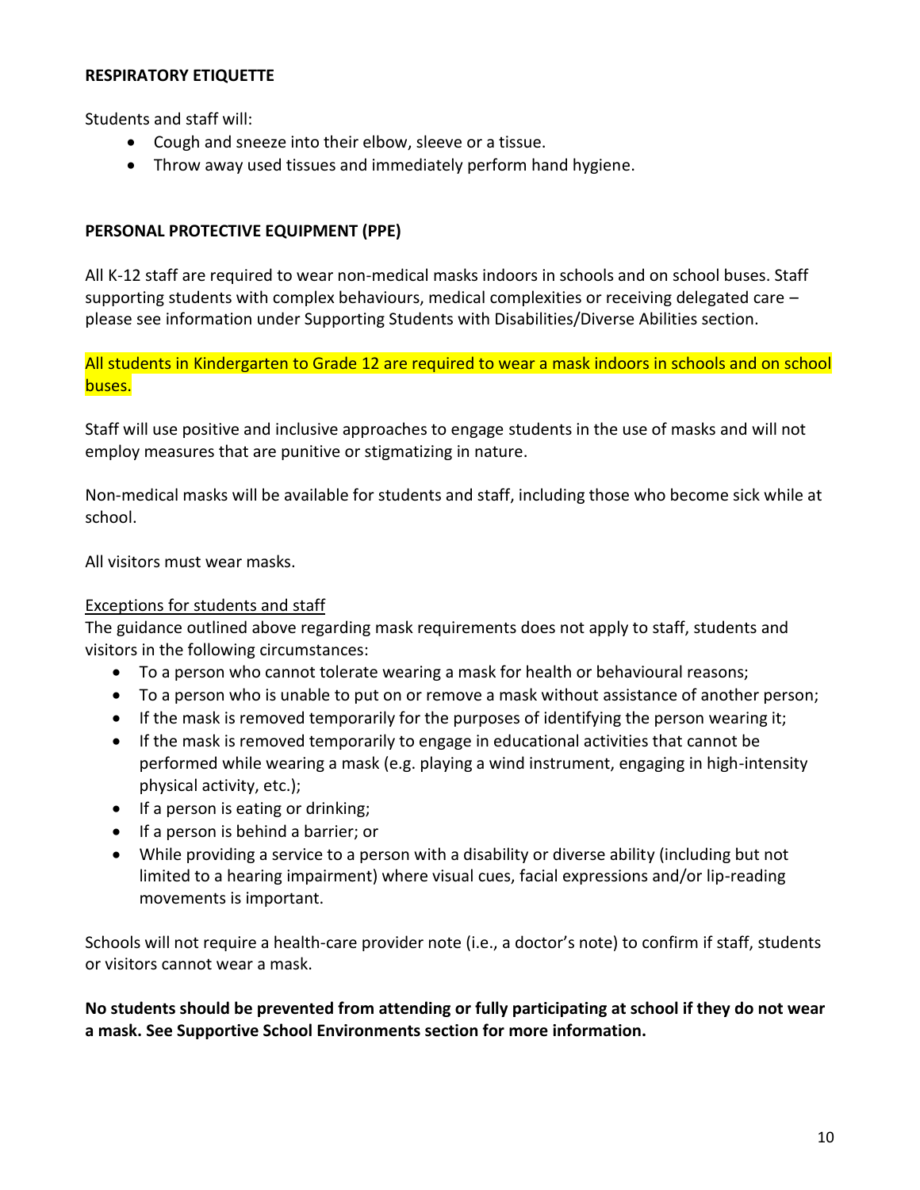## RESPIRATORY ETIQUETTE

Students and staff will:

- Cough and sneeze into their elbow, sleeve or a tissue.
- Throw away used tissues and immediately perform hand hygiene.

## PERSONAL PROTECTIVE EQUIPMENT (PPE)

All K-12 staff are required to wear non-medical masks indoors in schools and on school buses. Staff supporting students with complex behaviours, medical complexities or receiving delegated care – please see information under Supporting Students with Disabilities/Diverse Abilities section.

All students in Kindergarten to Grade 12 are required to wear a mask indoors in schools and on school buses.

Staff will use positive and inclusive approaches to engage students in the use of masks and will not employ measures that are punitive or stigmatizing in nature.

Non-medical masks will be available for students and staff, including those who become sick while at school.

All visitors must wear masks.

### Exceptions for students and staff

The guidance outlined above regarding mask requirements does not apply to staff, students and visitors in the following circumstances:

- To a person who cannot tolerate wearing a mask for health or behavioural reasons;
- To a person who is unable to put on or remove a mask without assistance of another person;
- If the mask is removed temporarily for the purposes of identifying the person wearing it;
- If the mask is removed temporarily to engage in educational activities that cannot be performed while wearing a mask (e.g. playing a wind instrument, engaging in high-intensity physical activity, etc.);
- If a person is eating or drinking;
- If a person is behind a barrier; or
- While providing a service to a person with a disability or diverse ability (including but not limited to a hearing impairment) where visual cues, facial expressions and/or lip-reading movements is important.

Schools will not require a health-care provider note (i.e., a doctor's note) to confirm if staff, students or visitors cannot wear a mask.

**No students should be prevented from attending or fully participating at school if they do not wear a mask. See Supportive School Environments section for more information.**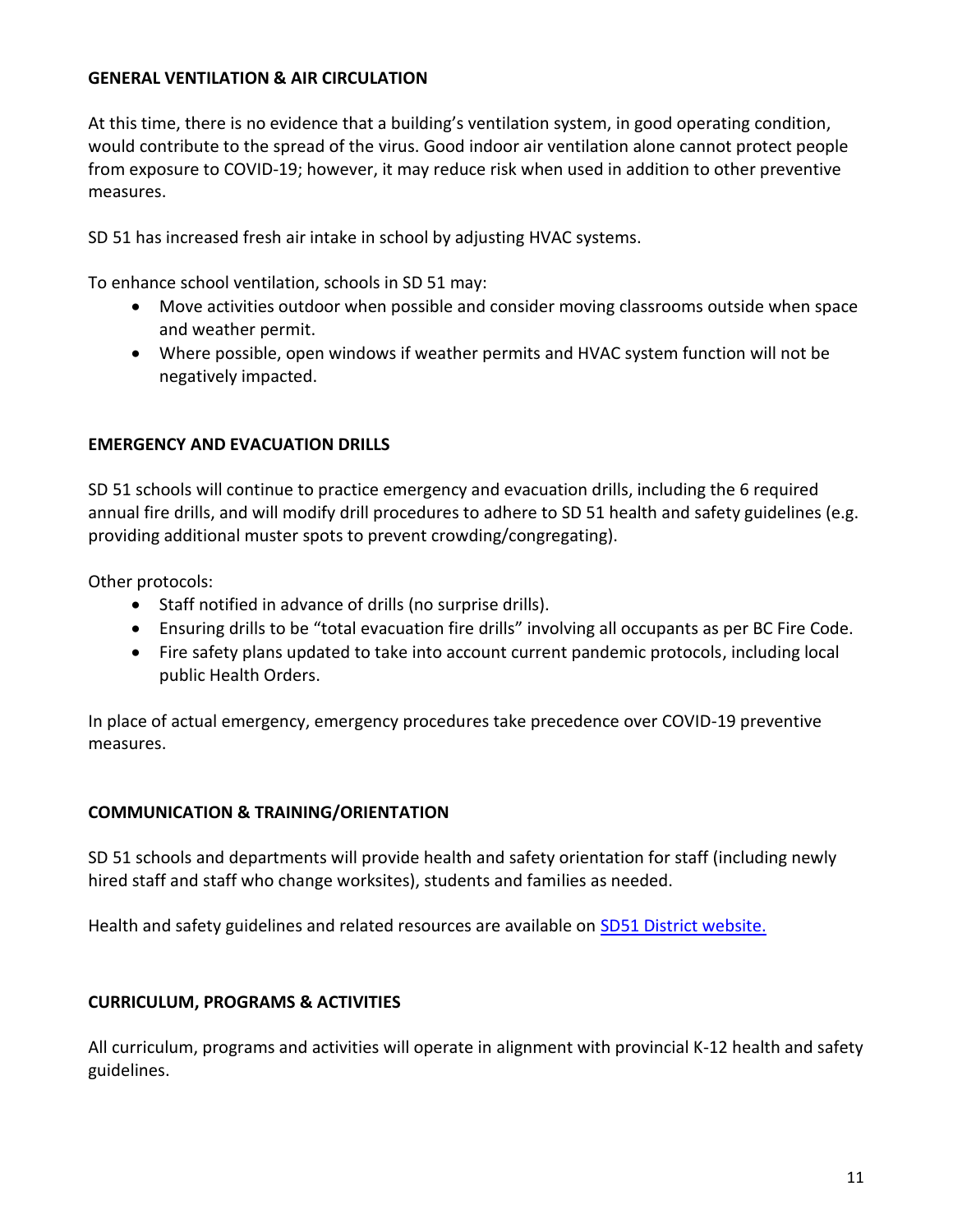## GENERAL VENTILATION & AIR CIRCULATION

At this time, there is no evidence that a building's ventilation system, in good operating condition, would contribute to the spread of the virus. Good indoor air ventilation alone cannot protect people from exposure to COVID-19; however, it may reduce risk when used in addition to other preventive measures.

SD 51 has increased fresh air intake in school by adjusting HVAC systems.

To enhance school ventilation, schools in SD 51 may:

- Move activities outdoor when possible and consider moving classrooms outside when space and weather permit.
- Where possible, open windows if weather permits and HVAC system function will not be negatively impacted.

## EMERGENCY AND EVACUATION DRILLS

SD 51 schools will continue to practice emergency and evacuation drills, including the 6 required annual fire drills, and will modify drill procedures to adhere to SD 51 health and safety guidelines (e.g. providing additional muster spots to prevent crowding/congregating).

Other protocols:

- Staff notified in advance of drills (no surprise drills).
- Ensuring drills to be "total evacuation fire drills" involving all occupants as per BC Fire Code.
- Fire safety plans updated to take into account current pandemic protocols, including local public Health Orders.

In place of actual emergency, emergency procedures take precedence over COVID-19 preventive measures.

## COMMUNICATION & TRAINING/ORIENTATION

SD 51 schools and departments will provide health and safety orientation for staff (including newly hired staff and staff who change worksites), students and families as needed.

Health and safety guidelines and related resources are available on [SD51 District website.]()

## CURRICULUM, PROGRAMS & ACTIVITIES

All curriculum, programs and activities will operate in alignment with provincial K-12 health and safety guidelines.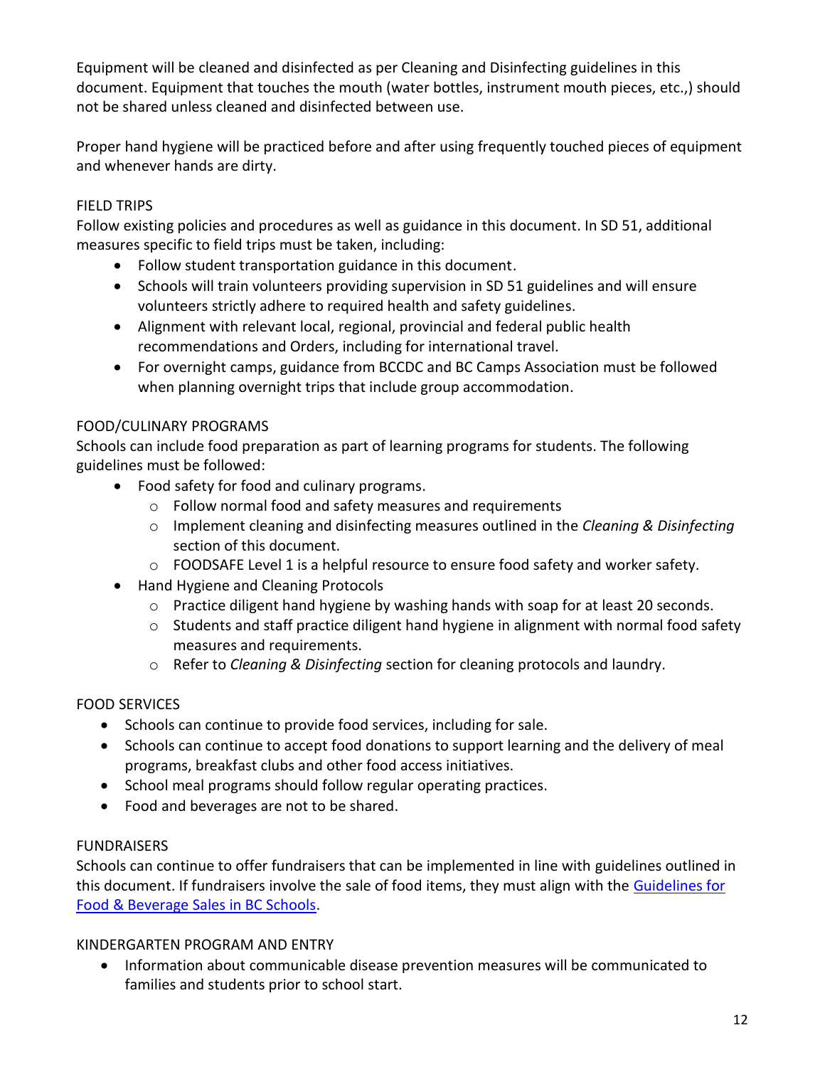Equipment will be cleaned and disinfected as per Cleaning and Disinfecting guidelines in this document. Equipment that touches the mouth (water bottles, instrument mouth pieces, etc.,) should not be shared unless cleaned and disinfected between use.

Proper hand hygiene will be practiced before and after using frequently touched pieces of equipment and whenever hands are dirty.

### FIELD TRIPS

Follow existing policies and procedures as well as guidance in this document. In SD 51, additional measures specific to field trips must be taken, including:

- Follow student transportation guidance in this document.
- Schools will train volunteers providing supervision in SD 51 guidelines and will ensure volunteers strictly adhere to required health and safety guidelines.
- Alignment with relevant local, regional, provincial and federal public health recommendations and Orders, including for international travel.
- For overnight camps, guidance from BCCDC and BC Camps Association must be followed when planning overnight trips that include group accommodation.

### FOOD/CULINARY PROGRAMS

Schools can include food preparation as part of learning programs for students. The following guidelines must be followed:

- Food safety for food and culinary programs.
  - Follow normal food and safety measures and requirements
  - Implement cleaning and disinfecting measures outlined in the *Cleaning & Disinfecting* section of this document.
  - FOODSAFE Level 1 is a helpful resource to ensure food safety and worker safety.
- Hand Hygiene and Cleaning Protocols
  - Practice diligent hand hygiene by washing hands with soap for at least 20 seconds.
  - Students and staff practice diligent hand hygiene in alignment with normal food safety measures and requirements.
  - Refer to *Cleaning & Disinfecting* section for cleaning protocols and laundry.

### FOOD SERVICES

- Schools can continue to provide food services, including for sale.
- Schools can continue to accept food donations to support learning and the delivery of meal programs, breakfast clubs and other food access initiatives.
- School meal programs should follow regular operating practices.
- Food and beverages are not to be shared.

### FUNDRAISERS

Schools can continue to offer fundraisers that can be implemented in line with guidelines outlined in this document. If fundraisers involve the sale of food items, they must align with the Guidelines for Food & Beverage Sales in BC Schools.

### KINDERGARTEN PROGRAM AND ENTRY

- Information about communicable disease prevention measures will be communicated to families and students prior to school start.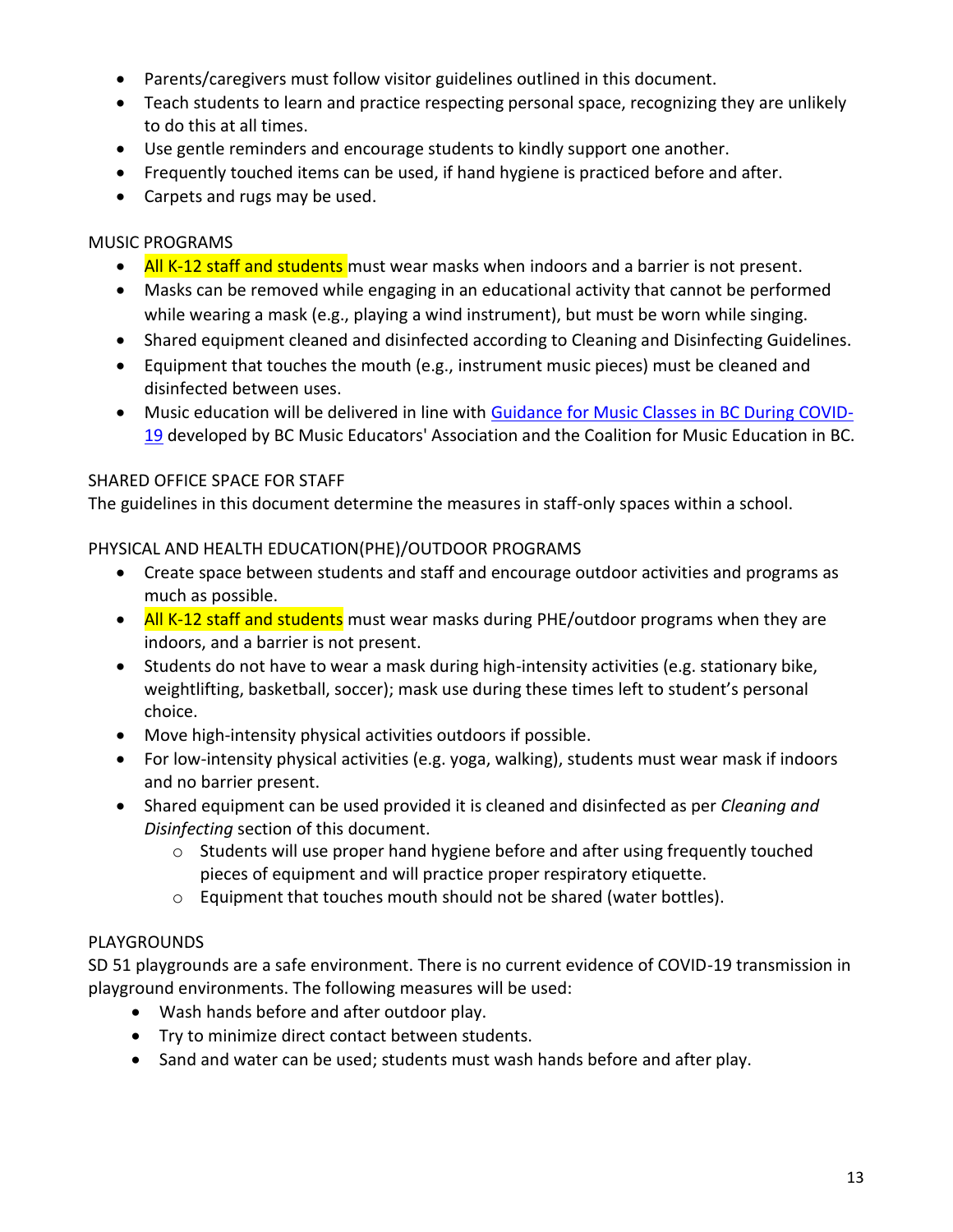- Parents/caregivers must follow visitor guidelines outlined in this document.
- Teach students to learn and practice respecting personal space, recognizing they are unlikely to do this at all times.
- Use gentle reminders and encourage students to kindly support one another.
- Frequently touched items can be used, if hand hygiene is practiced before and after.
- Carpets and rugs may be used.

MUSIC PROGRAMS

- All K-12 staff and students must wear masks when indoors and a barrier is not present.
- Masks can be removed while engaging in an educational activity that cannot be performed while wearing a mask (e.g., playing a wind instrument), but must be worn while singing.
- Shared equipment cleaned and disinfected according to Cleaning and Disinfecting Guidelines.
- Equipment that touches the mouth (e.g., instrument music pieces) must be cleaned and disinfected between uses.
- Music education will be delivered in line with [Guidance for Music Classes in BC During COVID-19]() developed by BC Music Educators' Association and the Coalition for Music Education in BC.

SHARED OFFICE SPACE FOR STAFF

The guidelines in this document determine the measures in staff-only spaces within a school.

PHYSICAL AND HEALTH EDUCATION(PHE)/OUTDOOR PROGRAMS

- Create space between students and staff and encourage outdoor activities and programs as much as possible.
- All K-12 staff and students must wear masks during PHE/outdoor programs when they are indoors, and a barrier is not present.
- Students do not have to wear a mask during high-intensity activities (e.g. stationary bike, weightlifting, basketball, soccer); mask use during these times left to student's personal choice.
- Move high-intensity physical activities outdoors if possible.
- For low-intensity physical activities (e.g. yoga, walking), students must wear mask if indoors and no barrier present.
- Shared equipment can be used provided it is cleaned and disinfected as per *Cleaning and Disinfecting* section of this document.
  - Students will use proper hand hygiene before and after using frequently touched pieces of equipment and will practice proper respiratory etiquette.
  - Equipment that touches mouth should not be shared (water bottles).

PLAYGROUNDS

SD 51 playgrounds are a safe environment. There is no current evidence of COVID-19 transmission in playground environments. The following measures will be used:

- Wash hands before and after outdoor play.
- Try to minimize direct contact between students.
- Sand and water can be used; students must wash hands before and after play.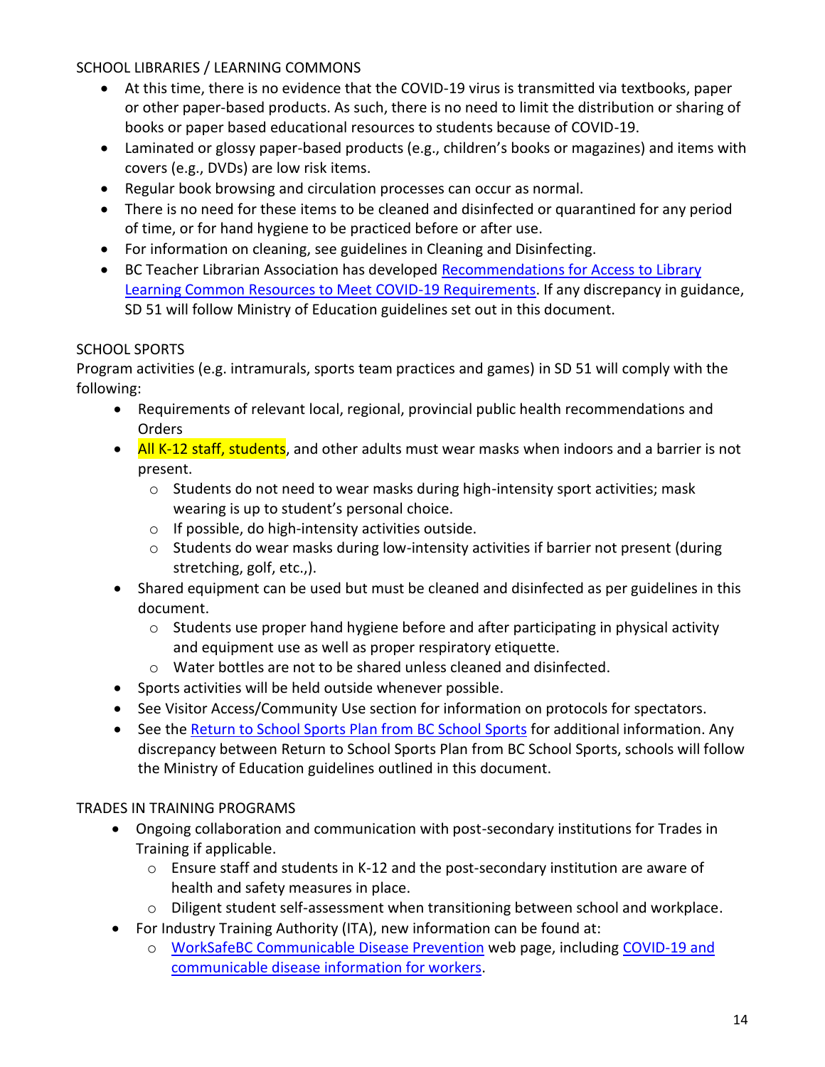## SCHOOL LIBRARIES / LEARNING COMMONS

- At this time, there is no evidence that the COVID-19 virus is transmitted via textbooks, paper or other paper-based products. As such, there is no need to limit the distribution or sharing of books or paper based educational resources to students because of COVID-19.
- Laminated or glossy paper-based products (e.g., children's books or magazines) and items with covers (e.g., DVDs) are low risk items.
- Regular book browsing and circulation processes can occur as normal.
- There is no need for these items to be cleaned and disinfected or quarantined for any period of time, or for hand hygiene to be practiced before or after use.
- For information on cleaning, see guidelines in Cleaning and Disinfecting.
- BC Teacher Librarian Association has developed Recommendations for Access to Library Learning Common Resources to Meet COVID-19 Requirements. If any discrepancy in guidance, SD 51 will follow Ministry of Education guidelines set out in this document.

## SCHOOL SPORTS

Program activities (e.g. intramurals, sports team practices and games) in SD 51 will comply with the following:

- Requirements of relevant local, regional, provincial public health recommendations and Orders
- All K-12 staff, students, and other adults must wear masks when indoors and a barrier is not present.
  - Students do not need to wear masks during high-intensity sport activities; mask wearing is up to student's personal choice.
  - If possible, do high-intensity activities outside.
  - Students do wear masks during low-intensity activities if barrier not present (during stretching, golf, etc.,).
- Shared equipment can be used but must be cleaned and disinfected as per guidelines in this document.
  - Students use proper hand hygiene before and after participating in physical activity and equipment use as well as proper respiratory etiquette.
  - Water bottles are not to be shared unless cleaned and disinfected.
- Sports activities will be held outside whenever possible.
- See Visitor Access/Community Use section for information on protocols for spectators.
- See the Return to School Sports Plan from BC School Sports for additional information. Any discrepancy between Return to School Sports Plan from BC School Sports, schools will follow the Ministry of Education guidelines outlined in this document.

## TRADES IN TRAINING PROGRAMS

- Ongoing collaboration and communication with post-secondary institutions for Trades in Training if applicable.
  - Ensure staff and students in K-12 and the post-secondary institution are aware of health and safety measures in place.
  - Diligent student self-assessment when transitioning between school and workplace.
- For Industry Training Authority (ITA), new information can be found at:
  - WorkSafeBC Communicable Disease Prevention web page, including COVID-19 and communicable disease information for workers.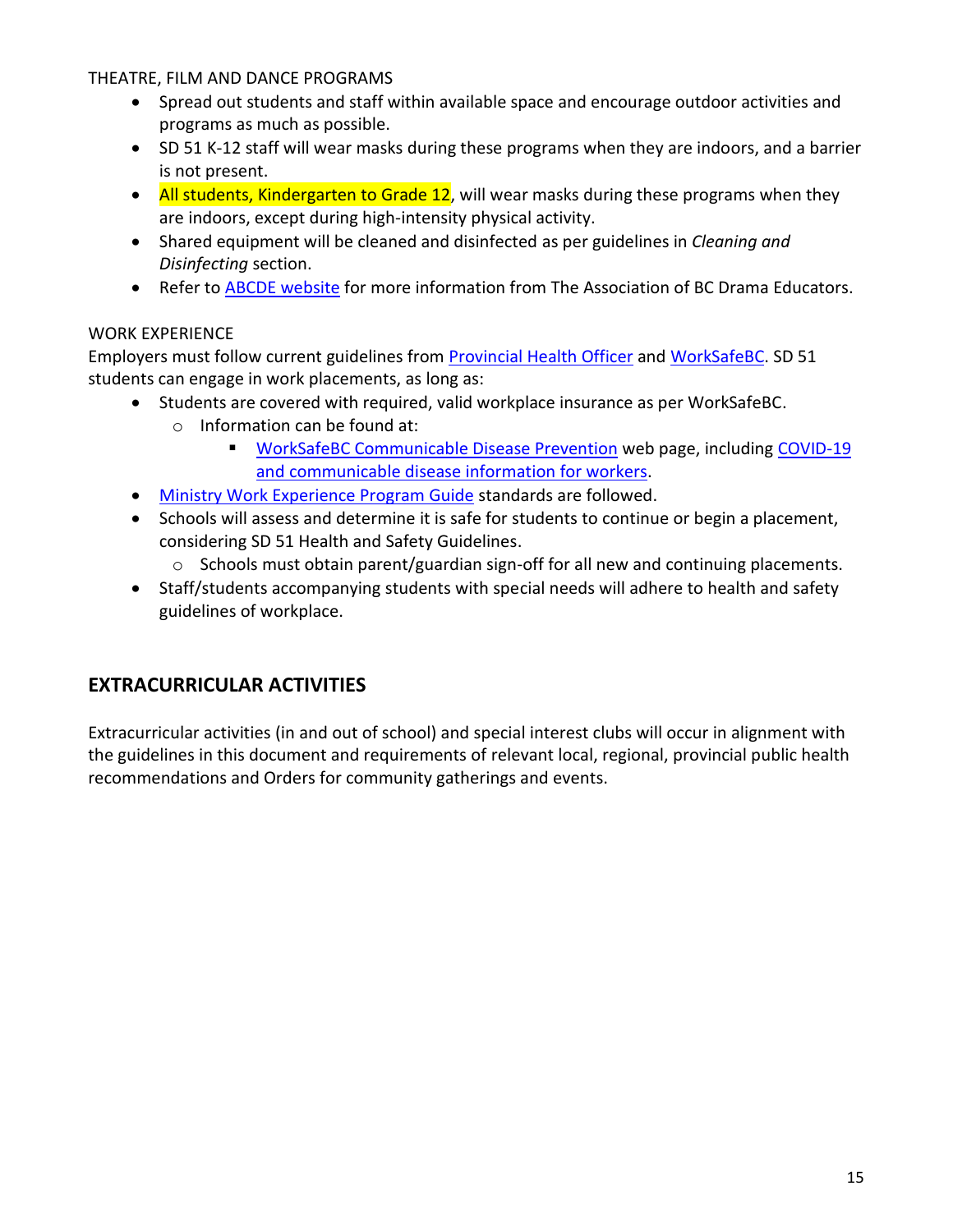THEATRE, FILM AND DANCE PROGRAMS

- Spread out students and staff within available space and encourage outdoor activities and programs as much as possible.
- SD 51 K-12 staff will wear masks during these programs when they are indoors, and a barrier is not present.
- All students, Kindergarten to Grade 12, will wear masks during these programs when they are indoors, except during high-intensity physical activity.
- Shared equipment will be cleaned and disinfected as per guidelines in *Cleaning and Disinfecting* section.
- Refer to ABCDE website for more information from The Association of BC Drama Educators.

WORK EXPERIENCE

Employers must follow current guidelines from Provincial Health Officer and WorkSafeBC. SD 51 students can engage in work placements, as long as:

- Students are covered with required, valid workplace insurance as per WorkSafeBC.
  - Information can be found at:
    - WorkSafeBC Communicable Disease Prevention web page, including COVID-19 and communicable disease information for workers.
- Ministry Work Experience Program Guide standards are followed.
- Schools will assess and determine it is safe for students to continue or begin a placement, considering SD 51 Health and Safety Guidelines.
  - Schools must obtain parent/guardian sign-off for all new and continuing placements.
- Staff/students accompanying students with special needs will adhere to health and safety guidelines of workplace.

## EXTRACURRICULAR ACTIVITIES

Extracurricular activities (in and out of school) and special interest clubs will occur in alignment with the guidelines in this document and requirements of relevant local, regional, provincial public health recommendations and Orders for community gatherings and events.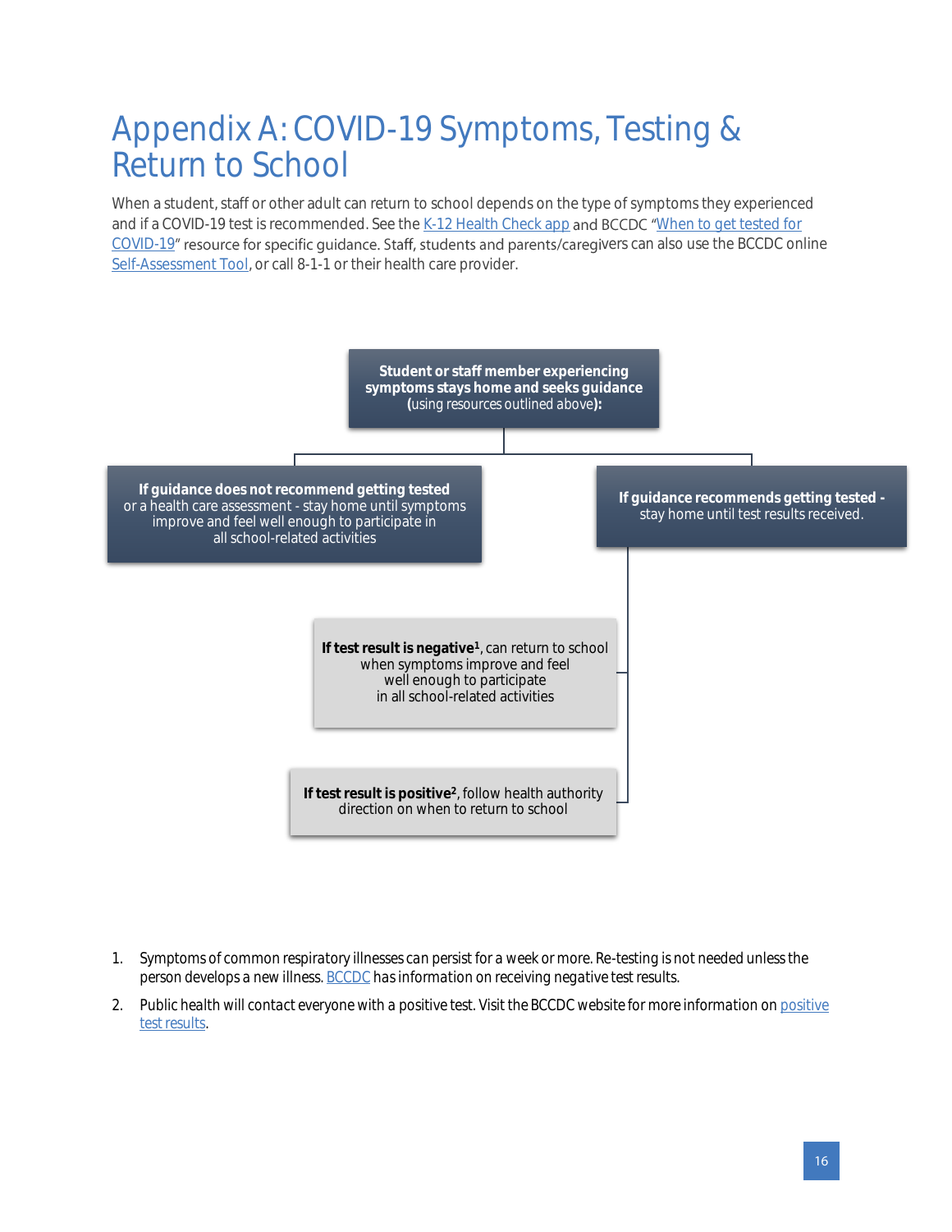# Appendix A: COVID-19 Symptoms, Testing & Return to School

When a student, staff or other adult can return to school depends on the type of symptoms they experienced and if a COVID-19 test is recommended. See the K-12 Health Check app and BCCDC "When to get tested for COVID-19" resource for specific guidance. Staff, students and parents/caregivers can also use the BCCDC online Self-Assessment Tool, or call 8-1-1 or their health care provider.

**Student or staff member experiencing symptoms stays home and seeks guidance** (using resources outlined above)**:**

- **If guidance does not recommend getting tested** or a health care assessment - stay home until symptoms improve and feel well enough to participate in all school-related activities
- **If guidance recommends getting tested** - stay home until test results received.
  - **If test result is negative**[1], can return to school when symptoms improve and feel well enough to participate in all school-related activities
  - **If test result is positive**[2], follow health authority direction on when to return to school

1. Symptoms of common respiratory illnesses can persist for a week or more. Re-testing is not needed unless the person develops a new illness. BCCDC has information on receiving negative test results.
2. Public health will contact everyone with a positive test. Visit the BCCDC website for more information on positive test results.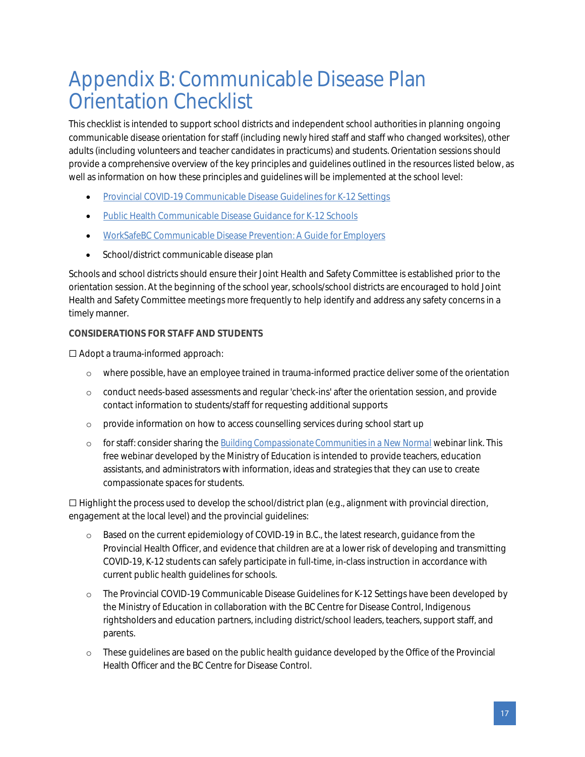# Appendix B: Communicable Disease Plan Orientation Checklist

This checklist is intended to support school districts and independent school authorities in planning ongoing communicable disease orientation for staff (including newly hired staff and staff who changed worksites), other adults (including volunteers and teacher candidates in practicums) and students. Orientation sessions should provide a comprehensive overview of the key principles and guidelines outlined in the resources listed below, as well as information on how these principles and guidelines will be implemented at the school level:

- Provincial COVID-19 Communicable Disease Guidelines for K-12 Settings
- Public Health Communicable Disease Guidance for K-12 Schools
- WorkSafeBC Communicable Disease Prevention: A Guide for Employers
- School/district communicable disease plan

Schools and school districts should ensure their Joint Health and Safety Committee is established prior to the orientation session. At the beginning of the school year, schools/school districts are encouraged to hold Joint Health and Safety Committee meetings more frequently to help identify and address any safety concerns in a timely manner.

**CONSIDERATIONS FOR STAFF AND STUDENTS**

☐ Adopt a trauma-informed approach:

- where possible, have an employee trained in trauma-informed practice deliver some of the orientation
- conduct needs-based assessments and regular 'check-ins' after the orientation session, and provide contact information to students/staff for requesting additional supports
- provide information on how to access counselling services during school start up
- for staff: consider sharing the *Building Compassionate Communities in a New Normal* webinar link. This free webinar developed by the Ministry of Education is intended to provide teachers, education assistants, and administrators with information, ideas and strategies that they can use to create compassionate spaces for students.

☐ Highlight the process used to develop the school/district plan (e.g., alignment with provincial direction, engagement at the local level) and the provincial guidelines:

- Based on the current epidemiology of COVID-19 in B.C., the latest research, guidance from the Provincial Health Officer, and evidence that children are at a lower risk of developing and transmitting COVID-19, K-12 students can safely participate in full-time, in-class instruction in accordance with current public health guidelines for schools.
- The Provincial COVID-19 Communicable Disease Guidelines for K-12 Settings have been developed by the Ministry of Education in collaboration with the BC Centre for Disease Control, Indigenous rightsholders and education partners, including district/school leaders, teachers, support staff, and parents.
- These guidelines are based on the public health guidance developed by the Office of the Provincial Health Officer and the BC Centre for Disease Control.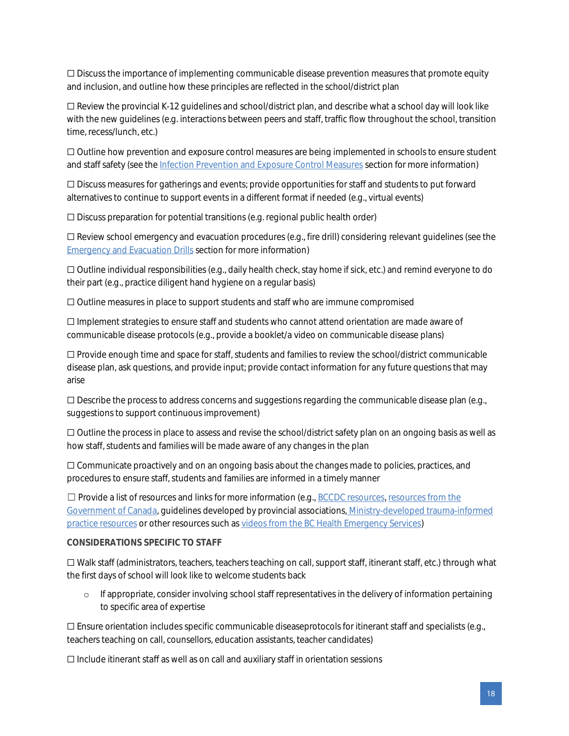☐ Discuss the importance of implementing communicable disease prevention measures that promote equity and inclusion, and outline how these principles are reflected in the school/district plan

☐ Review the provincial K-12 guidelines and school/district plan, and describe what a school day will look like with the new guidelines (e.g. interactions between peers and staff, traffic flow throughout the school, transition time, recess/lunch, etc.)

☐ Outline how prevention and exposure control measures are being implemented in schools to ensure student and staff safety (see the [Infection Prevention and Exposure Control Measures]() section for more information)

☐ Discuss measures for gatherings and events; provide opportunities for staff and students to put forward alternatives to continue to support events in a different format if needed (e.g., virtual events)

☐ Discuss preparation for potential transitions (e.g. regional public health order)

☐ Review school emergency and evacuation procedures (e.g., fire drill) considering relevant guidelines (see the [Emergency and Evacuation Drills]() section for more information)

☐ Outline individual responsibilities (e.g., daily health check, stay home if sick, etc.) and remind everyone to do their part (e.g., practice diligent hand hygiene on a regular basis)

☐ Outline measures in place to support students and staff who are immune compromised

☐ Implement strategies to ensure staff and students who cannot attend orientation are made aware of communicable disease protocols (e.g., provide a booklet/a video on communicable disease plans)

☐ Provide enough time and space for staff, students and families to review the school/district communicable disease plan, ask questions, and provide input; provide contact information for any future questions that may arise

☐ Describe the process to address concerns and suggestions regarding the communicable disease plan (e.g., suggestions to support continuous improvement)

☐ Outline the process in place to assess and revise the school/district safety plan on an ongoing basis as well as how staff, students and families will be made aware of any changes in the plan

☐ Communicate proactively and on an ongoing basis about the changes made to policies, practices, and procedures to ensure staff, students and families are informed in a timely manner

☐ Provide a list of resources and links for more information (e.g., [BCCDC resources](), [resources from the Government of Canada](), guidelines developed by provincial associations, [Ministry-developed trauma-informed practice resources]() or other resources such as [videos from the BC Health Emergency Services]())

**CONSIDERATIONS SPECIFIC TO STAFF**

☐ Walk staff (administrators, teachers, teachers teaching on call, support staff, itinerant staff, etc.) through what the first days of school will look like to welcome students back

- If appropriate, consider involving school staff representatives in the delivery of information pertaining to specific area of expertise

☐ Ensure orientation includes specific communicable diseaseprotocols for itinerant staff and specialists (e.g., teachers teaching on call, counsellors, education assistants, teacher candidates)

☐ Include itinerant staff as well as on call and auxiliary staff in orientation sessions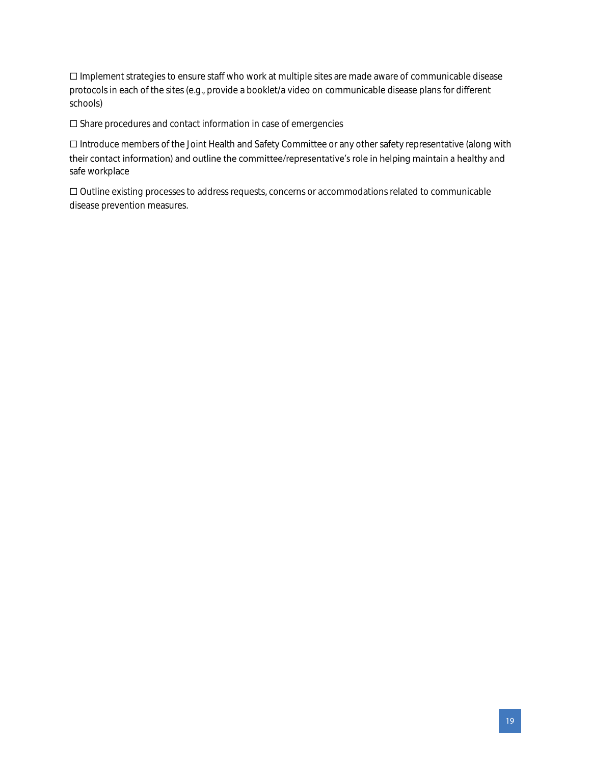☐ Implement strategies to ensure staff who work at multiple sites are made aware of communicable disease protocols in each of the sites (e.g., provide a booklet/a video on communicable disease plans for different schools)

☐ Share procedures and contact information in case of emergencies

☐ Introduce members of the Joint Health and Safety Committee or any other safety representative (along with their contact information) and outline the committee/representative's role in helping maintain a healthy and safe workplace

☐ Outline existing processes to address requests, concerns or accommodations related to communicable disease prevention measures.